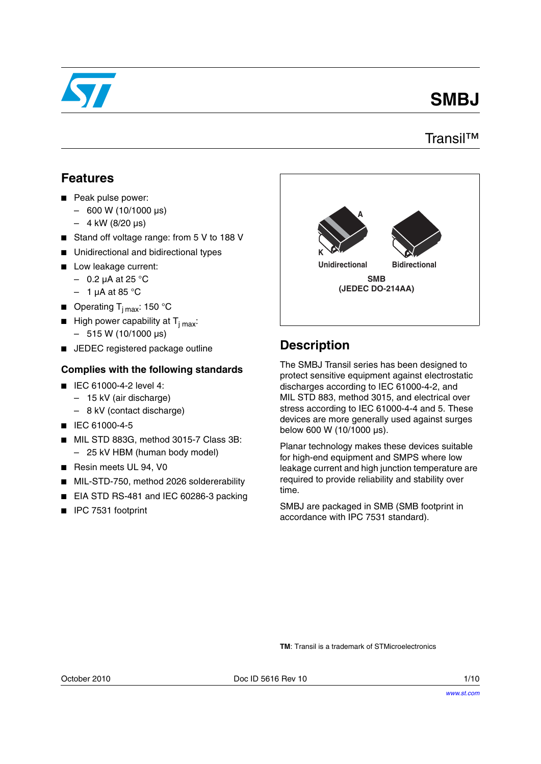# SMBJ

## Transil™

## Features

- Peak pulse power:
  - 600 W (10/1000 µs)
  - 4 kW (8/20 µs)
- Stand off voltage range: from 5 V to 188 V
- Unidirectional and bidirectional types
- Low leakage current:
  - 0.2 µA at 25 °C
  - 1 µA at 85 °C
- Operating $T_{j\ max}$: 150 °C
- High power capability at $T_{j\ max}$:
  - 515 W (10/1000 µs)
- JEDEC registered package outline

### Complies with the following standards

- IEC 61000-4-2 level 4:
  - 15 kV (air discharge)
  - 8 kV (contact discharge)
- IEC 61000-4-5
- MIL STD 883G, method 3015-7 Class 3B:
  - 25 kV HBM (human body model)
- Resin meets UL 94, V0
- MIL-STD-750, method 2026 soldererability
- EIA STD RS-481 and IEC 60286-3 packing
- IPC 7531 footprint

A

K

Unidirectional

Bidirectional

SMB
(JEDEC DO-214AA)

## Description

The SMBJ Transil series has been designed to protect sensitive equipment against electrostatic discharges according to IEC 61000-4-2, and MIL STD 883, method 3015, and electrical over stress according to IEC 61000-4-4 and 5. These devices are more generally used against surges below 600 W (10/1000 µs).

Planar technology makes these devices suitable for high-end equipment and SMPS where low leakage current and high junction temperature are required to provide reliability and stability over time.

SMBJ are packaged in SMB (SMB footprint in accordance with IPC 7531 standard).

**TM**: Transil is a trademark of STMicroelectronics

October 2010 Doc ID 5616 Rev 10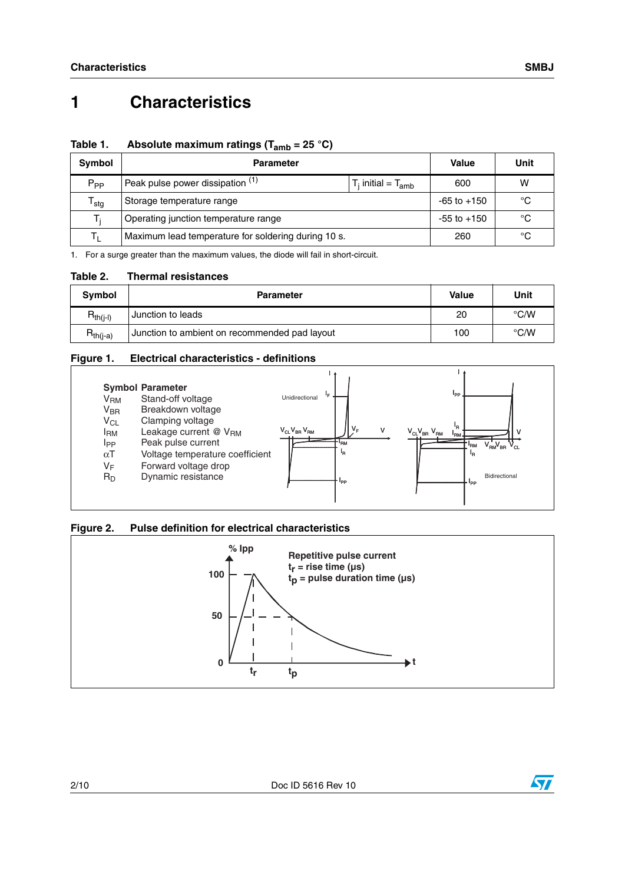# 1 Characteristics

Table 1. Absolute maximum ratings ($T_{amb}$ = 25 °C)

| Symbol | Parameter | | Value | Unit |
|---|---|---|---|---|
| $P_{PP}$ | Peak pulse power dissipation [(1)] | $T_j$ initial = $T_{amb}$ | 600 | W |
| $T_{stg}$ | Storage temperature range | | -65 to +150 | °C |
| $T_j$ | Operating junction temperature range | | -55 to +150 | °C |
| $T_L$ | Maximum lead temperature for soldering during 10 s. | | 260 | °C |

1. For a surge greater than the maximum values, the diode will fail in short-circuit.

Table 2. Thermal resistances

| Symbol | Parameter | Value | Unit |
|---|---|---|---|
| $R_{th(j-l)}$ | Junction to leads | 20 | °C/W |
| $R_{th(j-a)}$ | Junction to ambient on recommended pad layout | 100 | °C/W |

Figure 1. Electrical characteristics - definitions

| Symbol | Parameter |
|---|---|
| $V_{RM}$ | Stand-off voltage |
| $V_{BR}$ | Breakdown voltage |
| $V_{CL}$ | Clamping voltage |
| $I_{RM}$ | Leakage current @ $V_{RM}$ |
| $I_{PP}$ | Peak pulse current |
| $\alpha T$ | Voltage temperature coefficient |
| $V_F$ | Forward voltage drop |
| $R_D$ | Dynamic resistance |

Figure 2. Pulse definition for electrical characteristics

Repetitive pulse current
$t_r$ = rise time (µs)
$t_p$ = pulse duration time (µs)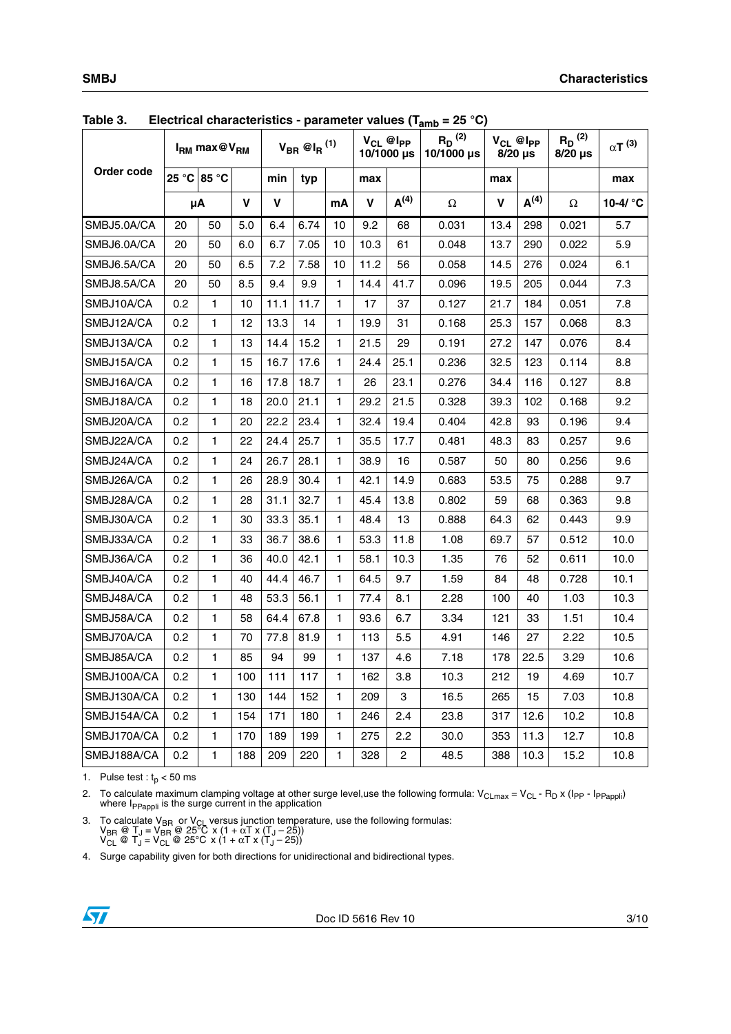**Table 3. Electrical characteristics - parameter values ($T_{amb}$ = 25 °C)**

| Order code | $I_{RM}$ max@$V_{RM}$ | | | $V_{BR}$ @$I_R$ (1) | | | $V_{CL}$ @$I_{PP}$ 10/1000 µs | | $R_D$ (2) 10/1000 µs | $V_{CL}$ @$I_{PP}$ 8/20 µs | | $R_D$ (2) 8/20 µs | αT (3) |
|---|---|---|---|---|---|---|---|---|---|---|---|---|---|
| | 25 °C | 85 °C | | min | typ | | max | | | max | | | max |
| | µA | | V | V | | mA | V | A(4) | Ω | V | A(4) | Ω | 10-4/ °C |
| SMBJ5.0A/CA | 20 | 50 | 5.0 | 6.4 | 6.74 | 10 | 9.2 | 68 | 0.031 | 13.4 | 298 | 0.021 | 5.7 |
| SMBJ6.0A/CA | 20 | 50 | 6.0 | 6.7 | 7.05 | 10 | 10.3 | 61 | 0.048 | 13.7 | 290 | 0.022 | 5.9 |
| SMBJ6.5A/CA | 20 | 50 | 6.5 | 7.2 | 7.58 | 10 | 11.2 | 56 | 0.058 | 14.5 | 276 | 0.024 | 6.1 |
| SMBJ8.5A/CA | 20 | 50 | 8.5 | 9.4 | 9.9 | 1 | 14.4 | 41.7 | 0.096 | 19.5 | 205 | 0.044 | 7.3 |
| SMBJ10A/CA | 0.2 | 1 | 10 | 11.1 | 11.7 | 1 | 17 | 37 | 0.127 | 21.7 | 184 | 0.051 | 7.8 |
| SMBJ12A/CA | 0.2 | 1 | 12 | 13.3 | 14 | 1 | 19.9 | 31 | 0.168 | 25.3 | 157 | 0.068 | 8.3 |
| SMBJ13A/CA | 0.2 | 1 | 13 | 14.4 | 15.2 | 1 | 21.5 | 29 | 0.191 | 27.2 | 147 | 0.076 | 8.4 |
| SMBJ15A/CA | 0.2 | 1 | 15 | 16.7 | 17.6 | 1 | 24.4 | 25.1 | 0.236 | 32.5 | 123 | 0.114 | 8.8 |
| SMBJ16A/CA | 0.2 | 1 | 16 | 17.8 | 18.7 | 1 | 26 | 23.1 | 0.276 | 34.4 | 116 | 0.127 | 8.8 |
| SMBJ18A/CA | 0.2 | 1 | 18 | 20.0 | 21.1 | 1 | 29.2 | 21.5 | 0.328 | 39.3 | 102 | 0.168 | 9.2 |
| SMBJ20A/CA | 0.2 | 1 | 20 | 22.2 | 23.4 | 1 | 32.4 | 19.4 | 0.404 | 42.8 | 93 | 0.196 | 9.4 |
| SMBJ22A/CA | 0.2 | 1 | 22 | 24.4 | 25.7 | 1 | 35.5 | 17.7 | 0.481 | 48.3 | 83 | 0.257 | 9.6 |
| SMBJ24A/CA | 0.2 | 1 | 24 | 26.7 | 28.1 | 1 | 38.9 | 16 | 0.587 | 50 | 80 | 0.256 | 9.6 |
| SMBJ26A/CA | 0.2 | 1 | 26 | 28.9 | 30.4 | 1 | 42.1 | 14.9 | 0.683 | 53.5 | 75 | 0.288 | 9.7 |
| SMBJ28A/CA | 0.2 | 1 | 28 | 31.1 | 32.7 | 1 | 45.4 | 13.8 | 0.802 | 59 | 68 | 0.363 | 9.8 |
| SMBJ30A/CA | 0.2 | 1 | 30 | 33.3 | 35.1 | 1 | 48.4 | 13 | 0.888 | 64.3 | 62 | 0.443 | 9.9 |
| SMBJ33A/CA | 0.2 | 1 | 33 | 36.7 | 38.6 | 1 | 53.3 | 11.8 | 1.08 | 69.7 | 57 | 0.512 | 10.0 |
| SMBJ36A/CA | 0.2 | 1 | 36 | 40.0 | 42.1 | 1 | 58.1 | 10.3 | 1.35 | 76 | 52 | 0.611 | 10.0 |
| SMBJ40A/CA | 0.2 | 1 | 40 | 44.4 | 46.7 | 1 | 64.5 | 9.7 | 1.59 | 84 | 48 | 0.728 | 10.1 |
| SMBJ48A/CA | 0.2 | 1 | 48 | 53.3 | 56.1 | 1 | 77.4 | 8.1 | 2.28 | 100 | 40 | 1.03 | 10.3 |
| SMBJ58A/CA | 0.2 | 1 | 58 | 64.4 | 67.8 | 1 | 93.6 | 6.7 | 3.34 | 121 | 33 | 1.51 | 10.4 |
| SMBJ70A/CA | 0.2 | 1 | 70 | 77.8 | 81.9 | 1 | 113 | 5.5 | 4.91 | 146 | 27 | 2.22 | 10.5 |
| SMBJ85A/CA | 0.2 | 1 | 85 | 94 | 99 | 1 | 137 | 4.6 | 7.18 | 178 | 22.5 | 3.29 | 10.6 |
| SMBJ100A/CA | 0.2 | 1 | 100 | 111 | 117 | 1 | 162 | 3.8 | 10.3 | 212 | 19 | 4.69 | 10.7 |
| SMBJ130A/CA | 0.2 | 1 | 130 | 144 | 152 | 1 | 209 | 3 | 16.5 | 265 | 15 | 7.03 | 10.8 |
| SMBJ154A/CA | 0.2 | 1 | 154 | 171 | 180 | 1 | 246 | 2.4 | 23.8 | 317 | 12.6 | 10.2 | 10.8 |
| SMBJ170A/CA | 0.2 | 1 | 170 | 189 | 199 | 1 | 275 | 2.2 | 30.0 | 353 | 11.3 | 12.7 | 10.8 |
| SMBJ188A/CA | 0.2 | 1 | 188 | 209 | 220 | 1 | 328 | 2 | 48.5 | 388 | 10.3 | 15.2 | 10.8 |

1. Pulse test : $t_p$ < 50 ms
2. To calculate maximum clamping voltage at other surge level,use the following formula: $V_{CLmax} = V_{CL} - R_D \times (I_{PP} - I_{PPappli})$ where $I_{PPappli}$ is the surge current in the application
3. To calculate $V_{BR}$ or $V_{CL}$ versus junction temperature, use the following formulas:
   $V_{BR}$ @ $T_J$ = $V_{BR}$ @ 25°C $\times (1 + \alpha T \times (T_J - 25))$
   $V_{CL}$ @ $T_J$ = $V_{CL}$ @ 25°C $\times (1 + \alpha T \times (T_J - 25))$
4. Surge capability given for both directions for unidirectional and bidirectional types.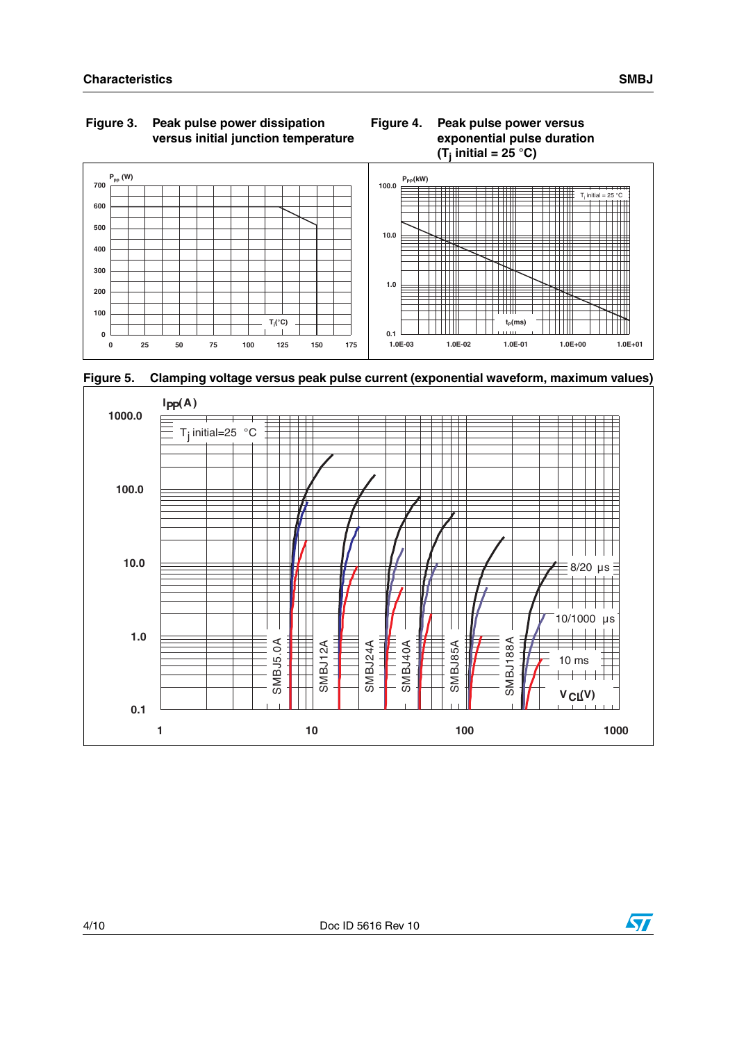**Figure 3. Peak pulse power dissipation versus initial junction temperature**

**Figure 4. Peak pulse power versus exponential pulse duration ($T_j$ initial = 25 °C)**

**Figure 5. Clamping voltage versus peak pulse current (exponential waveform, maximum values)**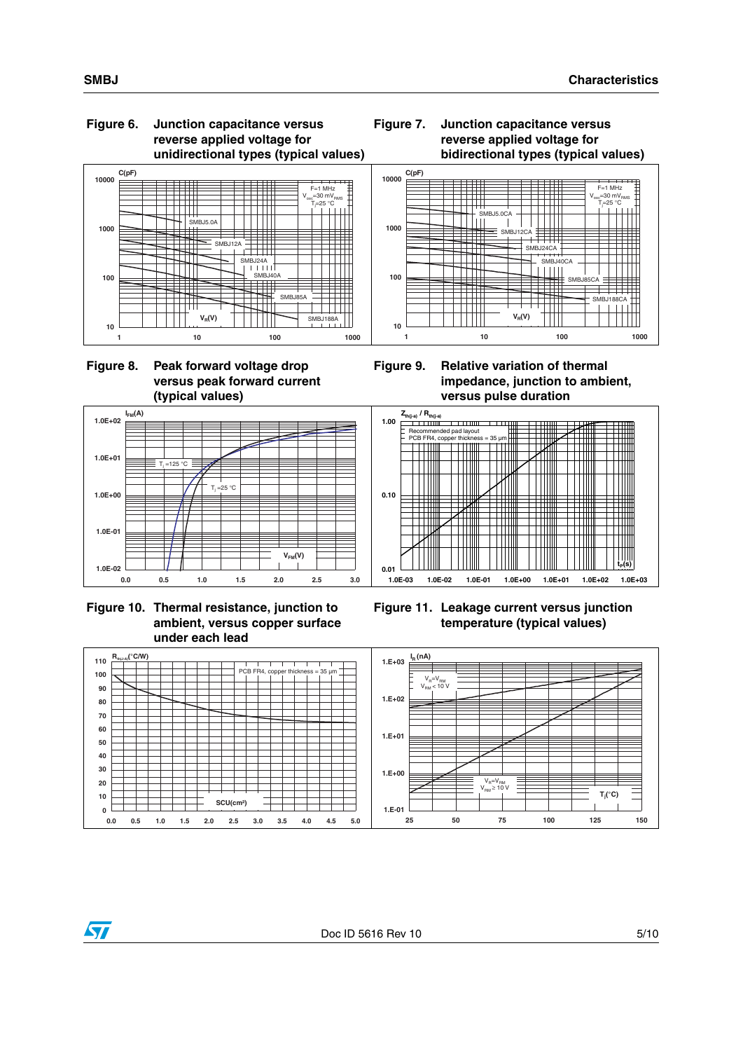Figure 6. Junction capacitance versus reverse applied voltage for unidirectional types (typical values)

Figure 7. Junction capacitance versus reverse applied voltage for bidirectional types (typical values)

Figure 8. Peak forward voltage drop versus peak forward current (typical values)

Figure 9. Relative variation of thermal impedance, junction to ambient, versus pulse duration

Figure 10. Thermal resistance, junction to ambient, versus copper surface under each lead

Figure 11. Leakage current versus junction temperature (typical values)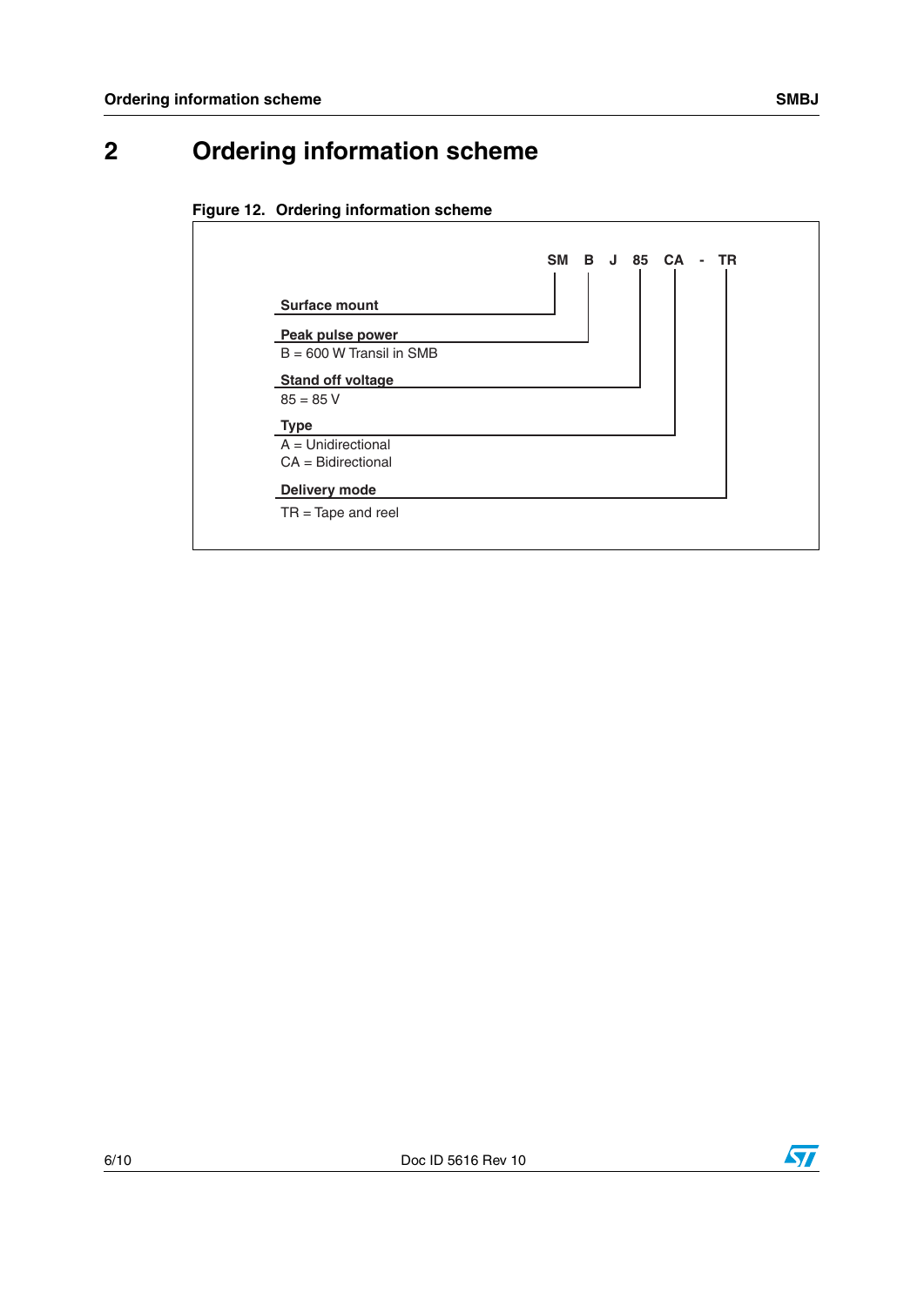# 2 Ordering information scheme

**Figure 12. Ordering information scheme**

**SM B J 85 CA - TR**

**Surface mount**

**Peak pulse power**
B = 600 W Transil in SMB

**Stand off voltage**
85 = 85 V

**Type**
A = Unidirectional
CA = Bidirectional

**Delivery mode**
TR = Tape and reel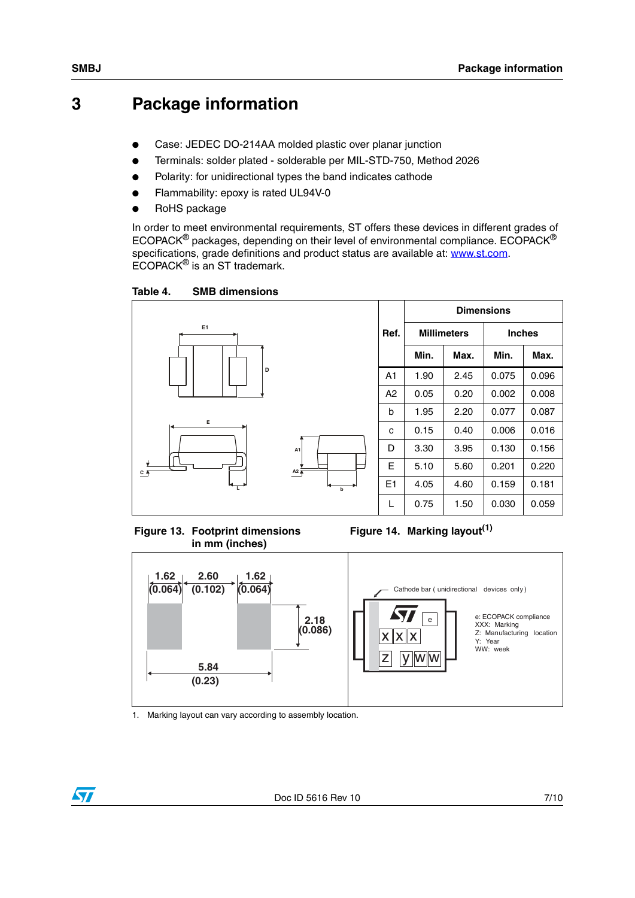# 3 Package information

- Case: JEDEC DO-214AA molded plastic over planar junction
- Terminals: solder plated - solderable per MIL-STD-750, Method 2026
- Polarity: for unidirectional types the band indicates cathode
- Flammability: epoxy is rated UL94V-0
- RoHS package

In order to meet environmental requirements, ST offers these devices in different grades of ECOPACK® packages, depending on their level of environmental compliance. ECOPACK® specifications, grade definitions and product status are available at: www.st.com. ECOPACK® is an ST trademark.

**Table 4. SMB dimensions**

| Ref. | Dimensions | | | |
|---|---|---|---|---|
| | Millimeters | | Inches | |
| | Min. | Max. | Min. | Max. |
| A1 | 1.90 | 2.45 | 0.075 | 0.096 |
| A2 | 0.05 | 0.20 | 0.002 | 0.008 |
| b | 1.95 | 2.20 | 0.077 | 0.087 |
| c | 0.15 | 0.40 | 0.006 | 0.016 |
| D | 3.30 | 3.95 | 0.130 | 0.156 |
| E | 5.10 | 5.60 | 0.201 | 0.220 |
| E1 | 4.05 | 4.60 | 0.159 | 0.181 |
| L | 0.75 | 1.50 | 0.030 | 0.059 |

**Figure 13. Footprint dimensions in mm (inches)**

1.62 (0.064) | 2.60 (0.102) | 1.62 (0.064) | 2.18 (0.086) | 5.84 (0.23)

**Figure 14. Marking layout(1)**

Cathode bar (unidirectional devices only)

e: ECOPACK compliance
XXX: Marking
Z: Manufacturing location
Y: Year
WW: week

1. Marking layout can vary according to assembly location.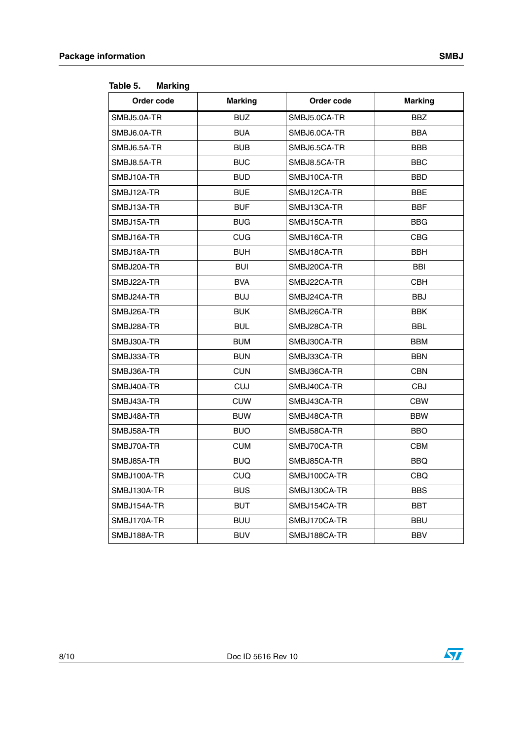Table 5. Marking

| Order code | Marking | Order code | Marking |
|---|---|---|---|
| SMBJ5.0A-TR | BUZ | SMBJ5.0CA-TR | BBZ |
| SMBJ6.0A-TR | BUA | SMBJ6.0CA-TR | BBA |
| SMBJ6.5A-TR | BUB | SMBJ6.5CA-TR | BBB |
| SMBJ8.5A-TR | BUC | SMBJ8.5CA-TR | BBC |
| SMBJ10A-TR | BUD | SMBJ10CA-TR | BBD |
| SMBJ12A-TR | BUE | SMBJ12CA-TR | BBE |
| SMBJ13A-TR | BUF | SMBJ13CA-TR | BBF |
| SMBJ15A-TR | BUG | SMBJ15CA-TR | BBG |
| SMBJ16A-TR | CUG | SMBJ16CA-TR | CBG |
| SMBJ18A-TR | BUH | SMBJ18CA-TR | BBH |
| SMBJ20A-TR | BUI | SMBJ20CA-TR | BBI |
| SMBJ22A-TR | BVA | SMBJ22CA-TR | CBH |
| SMBJ24A-TR | BUJ | SMBJ24CA-TR | BBJ |
| SMBJ26A-TR | BUK | SMBJ26CA-TR | BBK |
| SMBJ28A-TR | BUL | SMBJ28CA-TR | BBL |
| SMBJ30A-TR | BUM | SMBJ30CA-TR | BBM |
| SMBJ33A-TR | BUN | SMBJ33CA-TR | BBN |
| SMBJ36A-TR | CUN | SMBJ36CA-TR | CBN |
| SMBJ40A-TR | CUJ | SMBJ40CA-TR | CBJ |
| SMBJ43A-TR | CUW | SMBJ43CA-TR | CBW |
| SMBJ48A-TR | BUW | SMBJ48CA-TR | BBW |
| SMBJ58A-TR | BUO | SMBJ58CA-TR | BBO |
| SMBJ70A-TR | CUM | SMBJ70CA-TR | CBM |
| SMBJ85A-TR | BUQ | SMBJ85CA-TR | BBQ |
| SMBJ100A-TR | CUQ | SMBJ100CA-TR | CBQ |
| SMBJ130A-TR | BUS | SMBJ130CA-TR | BBS |
| SMBJ154A-TR | BUT | SMBJ154CA-TR | BBT |
| SMBJ170A-TR | BUU | SMBJ170CA-TR | BBU |
| SMBJ188A-TR | BUV | SMBJ188CA-TR | BBV |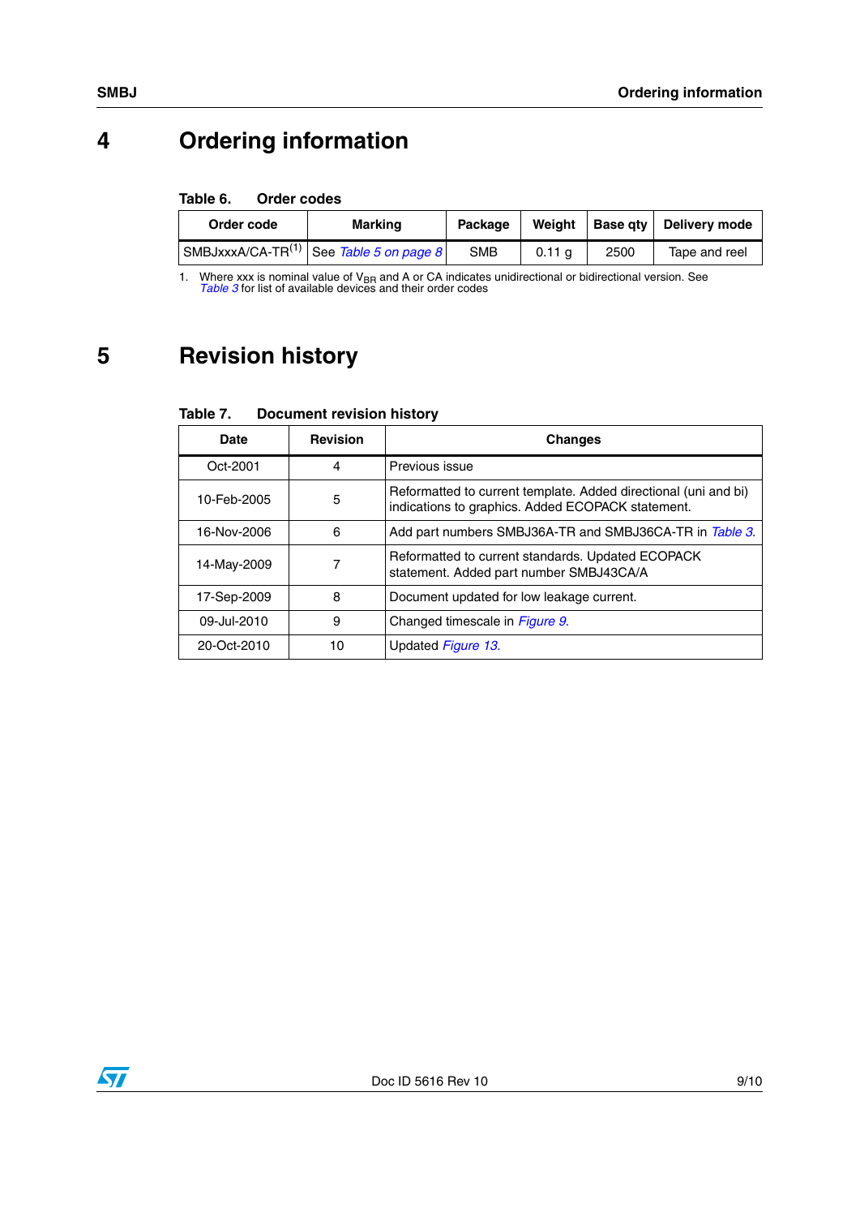# 4 Ordering information

**Table 6. Order codes**

| Order code | Marking | Package | Weight | Base qty | Delivery mode |
|---|---|---|---|---|---|
| SMBJxxxA/CA-TR(1) | See *Table 5 on page 8* | SMB | 0.11 g | 2500 | Tape and reel |

1. Where xxx is nominal value of $V_{BR}$ and A or CA indicates unidirectional or bidirectional version. See *Table 3* for list of available devices and their order codes

# 5 Revision history

**Table 7. Document revision history**

| Date | Revision | Changes |
|---|---|---|
| Oct-2001 | 4 | Previous issue |
| 10-Feb-2005 | 5 | Reformatted to current template. Added directional (uni and bi) indications to graphics. Added ECOPACK statement. |
| 16-Nov-2006 | 6 | Add part numbers SMBJ36A-TR and SMBJ36CA-TR in *Table 3*. |
| 14-May-2009 | 7 | Reformatted to current standards. Updated ECOPACK statement. Added part number SMBJ43CA/A |
| 17-Sep-2009 | 8 | Document updated for low leakage current. |
| 09-Jul-2010 | 9 | Changed timescale in *Figure 9*. |
| 20-Oct-2010 | 10 | Updated *Figure 13*. |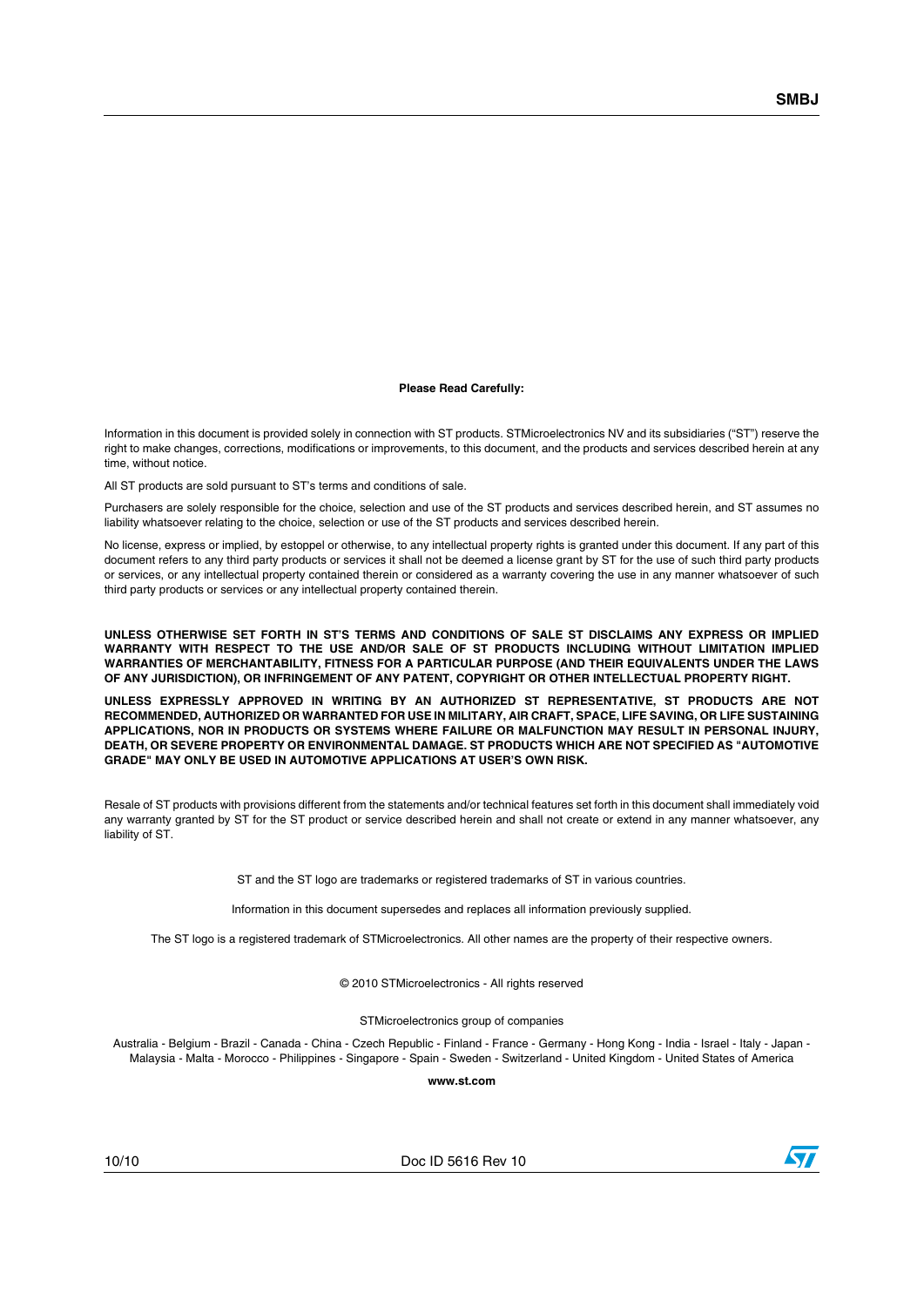**Please Read Carefully:**

Information in this document is provided solely in connection with ST products. STMicroelectronics NV and its subsidiaries ("ST") reserve the right to make changes, corrections, modifications or improvements, to this document, and the products and services described herein at any time, without notice.

All ST products are sold pursuant to ST's terms and conditions of sale.

Purchasers are solely responsible for the choice, selection and use of the ST products and services described herein, and ST assumes no liability whatsoever relating to the choice, selection or use of the ST products and services described herein.

No license, express or implied, by estoppel or otherwise, to any intellectual property rights is granted under this document. If any part of this document refers to any third party products or services it shall not be deemed a license grant by ST for the use of such third party products or services, or any intellectual property contained therein or considered as a warranty covering the use in any manner whatsoever of such third party products or services or any intellectual property contained therein.

**UNLESS OTHERWISE SET FORTH IN ST'S TERMS AND CONDITIONS OF SALE ST DISCLAIMS ANY EXPRESS OR IMPLIED WARRANTY WITH RESPECT TO THE USE AND/OR SALE OF ST PRODUCTS INCLUDING WITHOUT LIMITATION IMPLIED WARRANTIES OF MERCHANTABILITY, FITNESS FOR A PARTICULAR PURPOSE (AND THEIR EQUIVALENTS UNDER THE LAWS OF ANY JURISDICTION), OR INFRINGEMENT OF ANY PATENT, COPYRIGHT OR OTHER INTELLECTUAL PROPERTY RIGHT.**

**UNLESS EXPRESSLY APPROVED IN WRITING BY AN AUTHORIZED ST REPRESENTATIVE, ST PRODUCTS ARE NOT RECOMMENDED, AUTHORIZED OR WARRANTED FOR USE IN MILITARY, AIR CRAFT, SPACE, LIFE SAVING, OR LIFE SUSTAINING APPLICATIONS, NOR IN PRODUCTS OR SYSTEMS WHERE FAILURE OR MALFUNCTION MAY RESULT IN PERSONAL INJURY, DEATH, OR SEVERE PROPERTY OR ENVIRONMENTAL DAMAGE. ST PRODUCTS WHICH ARE NOT SPECIFIED AS "AUTOMOTIVE GRADE" MAY ONLY BE USED IN AUTOMOTIVE APPLICATIONS AT USER'S OWN RISK.**

Resale of ST products with provisions different from the statements and/or technical features set forth in this document shall immediately void any warranty granted by ST for the ST product or service described herein and shall not create or extend in any manner whatsoever, any liability of ST.

ST and the ST logo are trademarks or registered trademarks of ST in various countries.

Information in this document supersedes and replaces all information previously supplied.

The ST logo is a registered trademark of STMicroelectronics. All other names are the property of their respective owners.

© 2010 STMicroelectronics - All rights reserved

STMicroelectronics group of companies

Australia - Belgium - Brazil - Canada - China - Czech Republic - Finland - France - Germany - Hong Kong - India - Israel - Italy - Japan - Malaysia - Malta - Morocco - Philippines - Singapore - Spain - Sweden - Switzerland - United Kingdom - United States of America

**www.st.com**